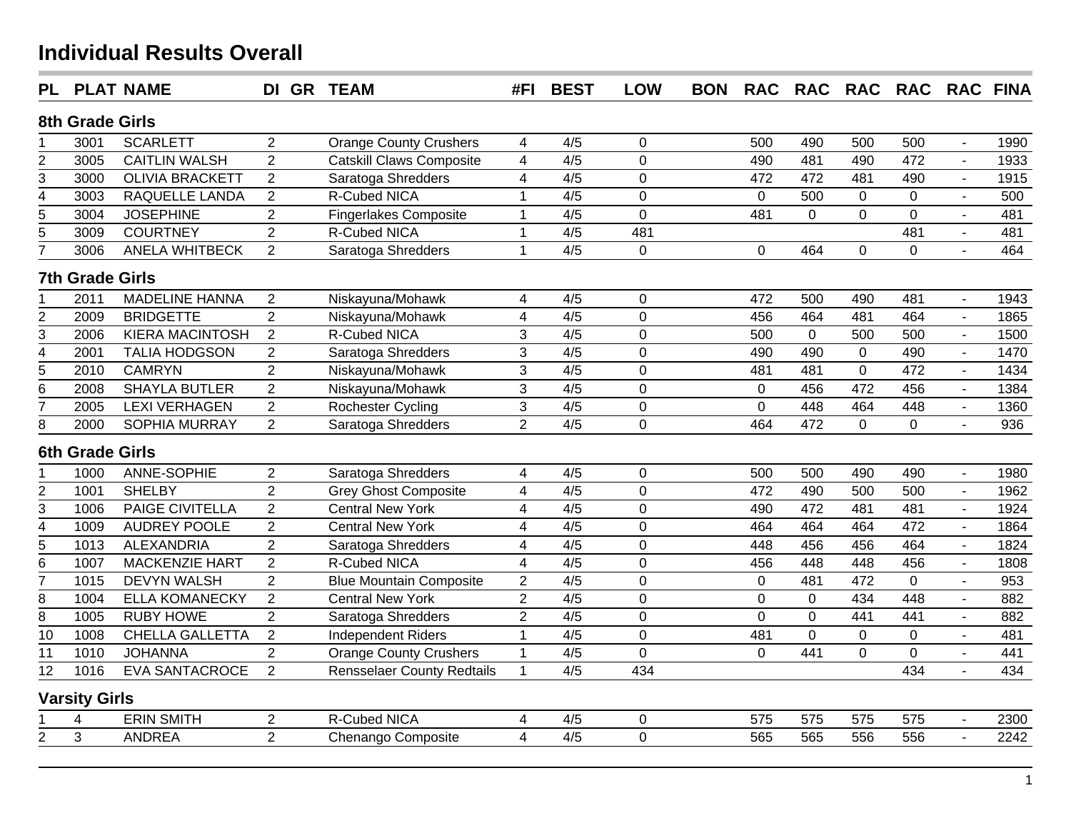# Individual Results Overall

| PL | PLAT | NAME | DI | GR | TEAM | #FI | BEST | LOW | BON | RAC | RAC | RAC | RAC | RAC | FINA |
|---|---|---|---|---|---|---|---|---|---|---|---|---|---|---|---|
| **8th Grade Girls** | | | | | | | | | | | | | | | |
| 1 | 3001 | SCARLETT | 2 | | Orange County Crushers | 4 | 4/5 | 0 | | 500 | 490 | 500 | 500 | - | 1990 |
| 2 | 3005 | CAITLIN WALSH | 2 | | Catskill Claws Composite | 4 | 4/5 | 0 | | 490 | 481 | 490 | 472 | - | 1933 |
| 3 | 3000 | OLIVIA BRACKETT | 2 | | Saratoga Shredders | 4 | 4/5 | 0 | | 472 | 472 | 481 | 490 | - | 1915 |
| 4 | 3003 | RAQUELLE LANDA | 2 | | R-Cubed NICA | 1 | 4/5 | 0 | | 0 | 500 | 0 | 0 | - | 500 |
| 5 | 3004 | JOSEPHINE | 2 | | Fingerlakes Composite | 1 | 4/5 | 0 | | 481 | 0 | 0 | 0 | - | 481 |
| 5 | 3009 | COURTNEY | 2 | | R-Cubed NICA | 1 | 4/5 | 481 | | | | | 481 | - | 481 |
| 7 | 3006 | ANELA WHITBECK | 2 | | Saratoga Shredders | 1 | 4/5 | 0 | | 0 | 464 | 0 | 0 | - | 464 |
| **7th Grade Girls** | | | | | | | | | | | | | | | |
| 1 | 2011 | MADELINE HANNA | 2 | | Niskayuna/Mohawk | 4 | 4/5 | 0 | | 472 | 500 | 490 | 481 | - | 1943 |
| 2 | 2009 | BRIDGETTE | 2 | | Niskayuna/Mohawk | 4 | 4/5 | 0 | | 456 | 464 | 481 | 464 | - | 1865 |
| 3 | 2006 | KIERA MACINTOSH | 2 | | R-Cubed NICA | 3 | 4/5 | 0 | | 500 | 0 | 500 | 500 | - | 1500 |
| 4 | 2001 | TALIA HODGSON | 2 | | Saratoga Shredders | 3 | 4/5 | 0 | | 490 | 490 | 0 | 490 | - | 1470 |
| 5 | 2010 | CAMRYN | 2 | | Niskayuna/Mohawk | 3 | 4/5 | 0 | | 481 | 481 | 0 | 472 | - | 1434 |
| 6 | 2008 | SHAYLA BUTLER | 2 | | Niskayuna/Mohawk | 3 | 4/5 | 0 | | 0 | 456 | 472 | 456 | - | 1384 |
| 7 | 2005 | LEXI VERHAGEN | 2 | | Rochester Cycling | 3 | 4/5 | 0 | | 0 | 448 | 464 | 448 | - | 1360 |
| 8 | 2000 | SOPHIA MURRAY | 2 | | Saratoga Shredders | 2 | 4/5 | 0 | | 464 | 472 | 0 | 0 | - | 936 |
| **6th Grade Girls** | | | | | | | | | | | | | | | |
| 1 | 1000 | ANNE-SOPHIE | 2 | | Saratoga Shredders | 4 | 4/5 | 0 | | 500 | 500 | 490 | 490 | - | 1980 |
| 2 | 1001 | SHELBY | 2 | | Grey Ghost Composite | 4 | 4/5 | 0 | | 472 | 490 | 500 | 500 | - | 1962 |
| 3 | 1006 | PAIGE CIVITELLA | 2 | | Central New York | 4 | 4/5 | 0 | | 490 | 472 | 481 | 481 | - | 1924 |
| 4 | 1009 | AUDREY POOLE | 2 | | Central New York | 4 | 4/5 | 0 | | 464 | 464 | 464 | 472 | - | 1864 |
| 5 | 1013 | ALEXANDRIA | 2 | | Saratoga Shredders | 4 | 4/5 | 0 | | 448 | 456 | 456 | 464 | - | 1824 |
| 6 | 1007 | MACKENZIE HART | 2 | | R-Cubed NICA | 4 | 4/5 | 0 | | 456 | 448 | 448 | 456 | - | 1808 |
| 7 | 1015 | DEVYN WALSH | 2 | | Blue Mountain Composite | 2 | 4/5 | 0 | | 0 | 481 | 472 | 0 | - | 953 |
| 8 | 1004 | ELLA KOMANECKY | 2 | | Central New York | 2 | 4/5 | 0 | | 0 | 0 | 434 | 448 | - | 882 |
| 8 | 1005 | RUBY HOWE | 2 | | Saratoga Shredders | 2 | 4/5 | 0 | | 0 | 0 | 441 | 441 | - | 882 |
| 10 | 1008 | CHELLA GALLETTA | 2 | | Independent Riders | 1 | 4/5 | 0 | | 481 | 0 | 0 | 0 | - | 481 |
| 11 | 1010 | JOHANNA | 2 | | Orange County Crushers | 1 | 4/5 | 0 | | 0 | 441 | 0 | 0 | - | 441 |
| 12 | 1016 | EVA SANTACROCE | 2 | | Rensselaer County Redtails | 1 | 4/5 | 434 | | | | | 434 | - | 434 |
| **Varsity Girls** | | | | | | | | | | | | | | | |
| 1 | 4 | ERIN SMITH | 2 | | R-Cubed NICA | 4 | 4/5 | 0 | | 575 | 575 | 575 | 575 | - | 2300 |
| 2 | 3 | ANDREA | 2 | | Chenango Composite | 4 | 4/5 | 0 | | 565 | 565 | 556 | 556 | - | 2242 |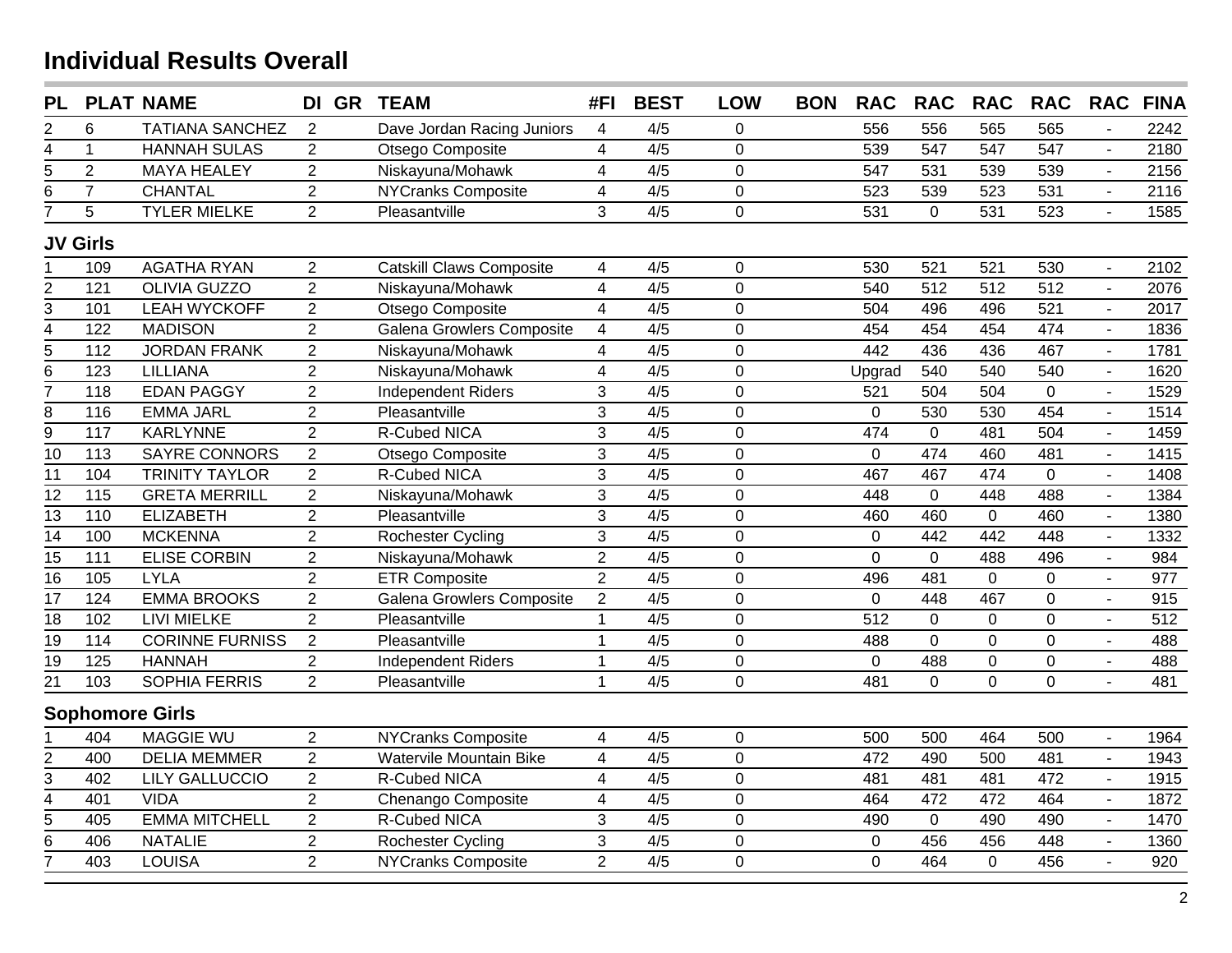# Individual Results Overall

| PL | PLAT | NAME | DI | GR | TEAM | #FI | BEST | LOW | BON | RAC | RAC | RAC | RAC | RAC | FINA |
|---|---|---|---|---|---|---|---|---|---|---|---|---|---|---|---|
| 2 | 6 | TATIANA SANCHEZ | 2 | | Dave Jordan Racing Juniors | 4 | 4/5 | 0 | | 556 | 556 | 565 | 565 | - | 2242 |
| 4 | 1 | HANNAH SULAS | 2 | | Otsego Composite | 4 | 4/5 | 0 | | 539 | 547 | 547 | 547 | - | 2180 |
| 5 | 2 | MAYA HEALEY | 2 | | Niskayuna/Mohawk | 4 | 4/5 | 0 | | 547 | 531 | 539 | 539 | - | 2156 |
| 6 | 7 | CHANTAL | 2 | | NYCranks Composite | 4 | 4/5 | 0 | | 523 | 539 | 523 | 531 | - | 2116 |
| 7 | 5 | TYLER MIELKE | 2 | | Pleasantville | 3 | 4/5 | 0 | | 531 | 0 | 531 | 523 | - | 1585 |

## JV Girls

| PL | PLAT | NAME | DI | GR | TEAM | #FI | BEST | LOW | BON | RAC | RAC | RAC | RAC | RAC | FINA |
|---|---|---|---|---|---|---|---|---|---|---|---|---|---|---|---|
| 1 | 109 | AGATHA RYAN | 2 | | Catskill Claws Composite | 4 | 4/5 | 0 | | 530 | 521 | 521 | 530 | - | 2102 |
| 2 | 121 | OLIVIA GUZZO | 2 | | Niskayuna/Mohawk | 4 | 4/5 | 0 | | 540 | 512 | 512 | 512 | - | 2076 |
| 3 | 101 | LEAH WYCKOFF | 2 | | Otsego Composite | 4 | 4/5 | 0 | | 504 | 496 | 496 | 521 | - | 2017 |
| 4 | 122 | MADISON | 2 | | Galena Growlers Composite | 4 | 4/5 | 0 | | 454 | 454 | 454 | 474 | - | 1836 |
| 5 | 112 | JORDAN FRANK | 2 | | Niskayuna/Mohawk | 4 | 4/5 | 0 | | 442 | 436 | 436 | 467 | - | 1781 |
| 6 | 123 | LILLIANA | 2 | | Niskayuna/Mohawk | 4 | 4/5 | 0 | | Upgrad | 540 | 540 | 540 | - | 1620 |
| 7 | 118 | EDAN PAGGY | 2 | | Independent Riders | 3 | 4/5 | 0 | | 521 | 504 | 504 | 0 | - | 1529 |
| 8 | 116 | EMMA JARL | 2 | | Pleasantville | 3 | 4/5 | 0 | | 0 | 530 | 530 | 454 | - | 1514 |
| 9 | 117 | KARLYNNE | 2 | | R-Cubed NICA | 3 | 4/5 | 0 | | 474 | 0 | 481 | 504 | - | 1459 |
| 10 | 113 | SAYRE CONNORS | 2 | | Otsego Composite | 3 | 4/5 | 0 | | 0 | 474 | 460 | 481 | - | 1415 |
| 11 | 104 | TRINITY TAYLOR | 2 | | R-Cubed NICA | 3 | 4/5 | 0 | | 467 | 467 | 474 | 0 | - | 1408 |
| 12 | 115 | GRETA MERRILL | 2 | | Niskayuna/Mohawk | 3 | 4/5 | 0 | | 448 | 0 | 448 | 488 | - | 1384 |
| 13 | 110 | ELIZABETH | 2 | | Pleasantville | 3 | 4/5 | 0 | | 460 | 460 | 0 | 460 | - | 1380 |
| 14 | 100 | MCKENNA | 2 | | Rochester Cycling | 3 | 4/5 | 0 | | 0 | 442 | 442 | 448 | - | 1332 |
| 15 | 111 | ELISE CORBIN | 2 | | Niskayuna/Mohawk | 2 | 4/5 | 0 | | 0 | 0 | 488 | 496 | - | 984 |
| 16 | 105 | LYLA | 2 | | ETR Composite | 2 | 4/5 | 0 | | 496 | 481 | 0 | 0 | - | 977 |
| 17 | 124 | EMMA BROOKS | 2 | | Galena Growlers Composite | 2 | 4/5 | 0 | | 0 | 448 | 467 | 0 | - | 915 |
| 18 | 102 | LIVI MIELKE | 2 | | Pleasantville | 1 | 4/5 | 0 | | 512 | 0 | 0 | 0 | - | 512 |
| 19 | 114 | CORINNE FURNISS | 2 | | Pleasantville | 1 | 4/5 | 0 | | 488 | 0 | 0 | 0 | - | 488 |
| 19 | 125 | HANNAH | 2 | | Independent Riders | 1 | 4/5 | 0 | | 0 | 488 | 0 | 0 | - | 488 |
| 21 | 103 | SOPHIA FERRIS | 2 | | Pleasantville | 1 | 4/5 | 0 | | 481 | 0 | 0 | 0 | - | 481 |

## Sophomore Girls

| PL | PLAT | NAME | DI | GR | TEAM | #FI | BEST | LOW | BON | RAC | RAC | RAC | RAC | RAC | FINA |
|---|---|---|---|---|---|---|---|---|---|---|---|---|---|---|---|
| 1 | 404 | MAGGIE WU | 2 | | NYCranks Composite | 4 | 4/5 | 0 | | 500 | 500 | 464 | 500 | - | 1964 |
| 2 | 400 | DELIA MEMMER | 2 | | Watervile Mountain Bike | 4 | 4/5 | 0 | | 472 | 490 | 500 | 481 | - | 1943 |
| 3 | 402 | LILY GALLUCCIO | 2 | | R-Cubed NICA | 4 | 4/5 | 0 | | 481 | 481 | 481 | 472 | - | 1915 |
| 4 | 401 | VIDA | 2 | | Chenango Composite | 4 | 4/5 | 0 | | 464 | 472 | 472 | 464 | - | 1872 |
| 5 | 405 | EMMA MITCHELL | 2 | | R-Cubed NICA | 3 | 4/5 | 0 | | 490 | 0 | 490 | 490 | - | 1470 |
| 6 | 406 | NATALIE | 2 | | Rochester Cycling | 3 | 4/5 | 0 | | 0 | 456 | 456 | 448 | - | 1360 |
| 7 | 403 | LOUISA | 2 | | NYCranks Composite | 2 | 4/5 | 0 | | 0 | 464 | 0 | 456 | - | 920 |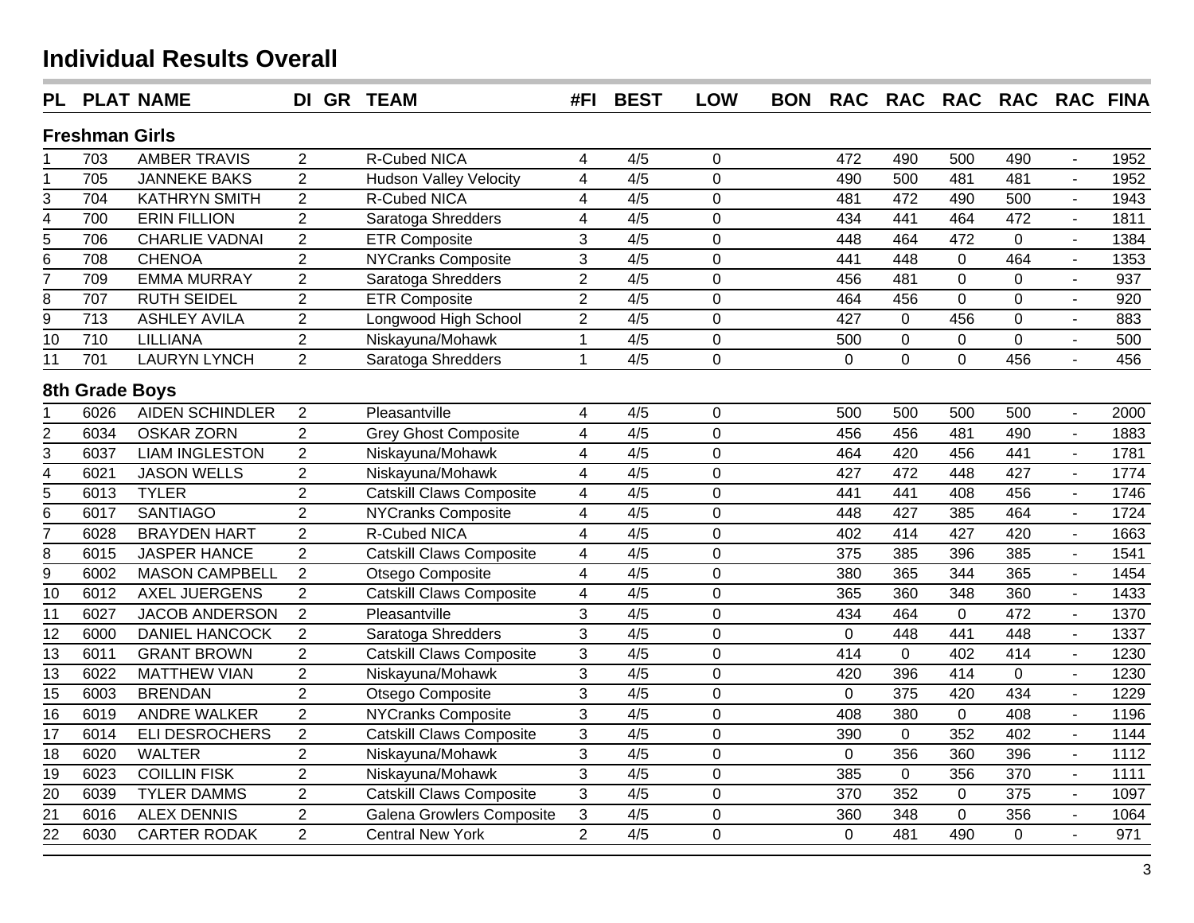# Individual Results Overall

| PL | PLAT | NAME | DI | GR | TEAM | #FI | BEST | LOW | BON | RAC | RAC | RAC | RAC | RAC | FINA |
|---|---|---|---|---|---|---|---|---|---|---|---|---|---|---|---|
| **Freshman Girls** | | | | | | | | | | | | | | | |
| 1 | 703 | AMBER TRAVIS | 2 | | R-Cubed NICA | 4 | 4/5 | 0 | | 472 | 490 | 500 | 490 | - | 1952 |
| 1 | 705 | JANNEKE BAKS | 2 | | Hudson Valley Velocity | 4 | 4/5 | 0 | | 490 | 500 | 481 | 481 | - | 1952 |
| 3 | 704 | KATHRYN SMITH | 2 | | R-Cubed NICA | 4 | 4/5 | 0 | | 481 | 472 | 490 | 500 | - | 1943 |
| 4 | 700 | ERIN FILLION | 2 | | Saratoga Shredders | 4 | 4/5 | 0 | | 434 | 441 | 464 | 472 | - | 1811 |
| 5 | 706 | CHARLIE VADNAI | 2 | | ETR Composite | 3 | 4/5 | 0 | | 448 | 464 | 472 | 0 | - | 1384 |
| 6 | 708 | CHENOA | 2 | | NYCranks Composite | 3 | 4/5 | 0 | | 441 | 448 | 0 | 464 | - | 1353 |
| 7 | 709 | EMMA MURRAY | 2 | | Saratoga Shredders | 2 | 4/5 | 0 | | 456 | 481 | 0 | 0 | - | 937 |
| 8 | 707 | RUTH SEIDEL | 2 | | ETR Composite | 2 | 4/5 | 0 | | 464 | 456 | 0 | 0 | - | 920 |
| 9 | 713 | ASHLEY AVILA | 2 | | Longwood High School | 2 | 4/5 | 0 | | 427 | 0 | 456 | 0 | - | 883 |
| 10 | 710 | LILLIANA | 2 | | Niskayuna/Mohawk | 1 | 4/5 | 0 | | 500 | 0 | 0 | 0 | - | 500 |
| 11 | 701 | LAURYN LYNCH | 2 | | Saratoga Shredders | 1 | 4/5 | 0 | | 0 | 0 | 0 | 456 | - | 456 |
| **8th Grade Boys** | | | | | | | | | | | | | | | |
| 1 | 6026 | AIDEN SCHINDLER | 2 | | Pleasantville | 4 | 4/5 | 0 | | 500 | 500 | 500 | 500 | - | 2000 |
| 2 | 6034 | OSKAR ZORN | 2 | | Grey Ghost Composite | 4 | 4/5 | 0 | | 456 | 456 | 481 | 490 | - | 1883 |
| 3 | 6037 | LIAM INGLESTON | 2 | | Niskayuna/Mohawk | 4 | 4/5 | 0 | | 464 | 420 | 456 | 441 | - | 1781 |
| 4 | 6021 | JASON WELLS | 2 | | Niskayuna/Mohawk | 4 | 4/5 | 0 | | 427 | 472 | 448 | 427 | - | 1774 |
| 5 | 6013 | TYLER | 2 | | Catskill Claws Composite | 4 | 4/5 | 0 | | 441 | 441 | 408 | 456 | - | 1746 |
| 6 | 6017 | SANTIAGO | 2 | | NYCranks Composite | 4 | 4/5 | 0 | | 448 | 427 | 385 | 464 | - | 1724 |
| 7 | 6028 | BRAYDEN HART | 2 | | R-Cubed NICA | 4 | 4/5 | 0 | | 402 | 414 | 427 | 420 | - | 1663 |
| 8 | 6015 | JASPER HANCE | 2 | | Catskill Claws Composite | 4 | 4/5 | 0 | | 375 | 385 | 396 | 385 | - | 1541 |
| 9 | 6002 | MASON CAMPBELL | 2 | | Otsego Composite | 4 | 4/5 | 0 | | 380 | 365 | 344 | 365 | - | 1454 |
| 10 | 6012 | AXEL JUERGENS | 2 | | Catskill Claws Composite | 4 | 4/5 | 0 | | 365 | 360 | 348 | 360 | - | 1433 |
| 11 | 6027 | JACOB ANDERSON | 2 | | Pleasantville | 3 | 4/5 | 0 | | 434 | 464 | 0 | 472 | - | 1370 |
| 12 | 6000 | DANIEL HANCOCK | 2 | | Saratoga Shredders | 3 | 4/5 | 0 | | 0 | 448 | 441 | 448 | - | 1337 |
| 13 | 6011 | GRANT BROWN | 2 | | Catskill Claws Composite | 3 | 4/5 | 0 | | 414 | 0 | 402 | 414 | - | 1230 |
| 13 | 6022 | MATTHEW VIAN | 2 | | Niskayuna/Mohawk | 3 | 4/5 | 0 | | 420 | 396 | 414 | 0 | - | 1230 |
| 15 | 6003 | BRENDAN | 2 | | Otsego Composite | 3 | 4/5 | 0 | | 0 | 375 | 420 | 434 | - | 1229 |
| 16 | 6019 | ANDRE WALKER | 2 | | NYCranks Composite | 3 | 4/5 | 0 | | 408 | 380 | 0 | 408 | - | 1196 |
| 17 | 6014 | ELI DESROCHERS | 2 | | Catskill Claws Composite | 3 | 4/5 | 0 | | 390 | 0 | 352 | 402 | - | 1144 |
| 18 | 6020 | WALTER | 2 | | Niskayuna/Mohawk | 3 | 4/5 | 0 | | 0 | 356 | 360 | 396 | - | 1112 |
| 19 | 6023 | COILLIN FISK | 2 | | Niskayuna/Mohawk | 3 | 4/5 | 0 | | 385 | 0 | 356 | 370 | - | 1111 |
| 20 | 6039 | TYLER DAMMS | 2 | | Catskill Claws Composite | 3 | 4/5 | 0 | | 370 | 352 | 0 | 375 | - | 1097 |
| 21 | 6016 | ALEX DENNIS | 2 | | Galena Growlers Composite | 3 | 4/5 | 0 | | 360 | 348 | 0 | 356 | - | 1064 |
| 22 | 6030 | CARTER RODAK | 2 | | Central New York | 2 | 4/5 | 0 | | 0 | 481 | 490 | 0 | - | 971 |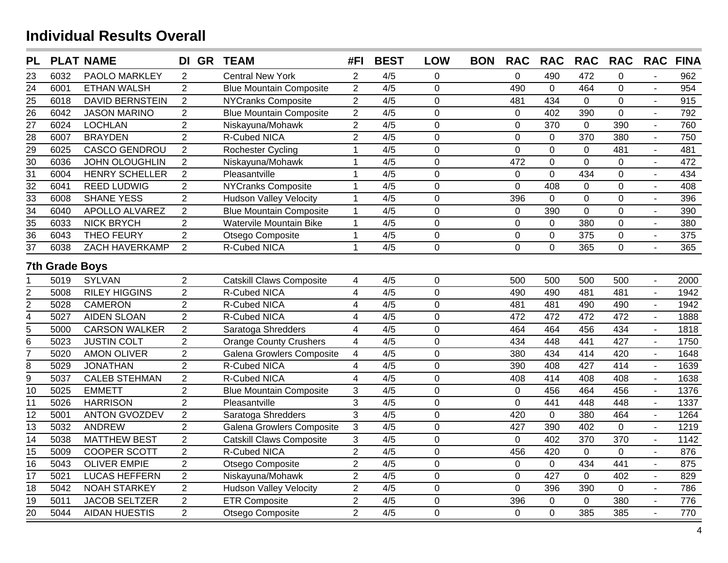# Individual Results Overall

| PL | PLAT | NAME | DI | GR | TEAM | #FI | BEST | LOW | BON | RAC | RAC | RAC | RAC | RAC | FINA |
|---|---|---|---|---|---|---|---|---|---|---|---|---|---|---|---|
| 23 | 6032 | PAOLO MARKLEY | 2 | | Central New York | 2 | 4/5 | 0 | | 0 | 490 | 472 | 0 | - | 962 |
| 24 | 6001 | ETHAN WALSH | 2 | | Blue Mountain Composite | 2 | 4/5 | 0 | | 490 | 0 | 464 | 0 | - | 954 |
| 25 | 6018 | DAVID BERNSTEIN | 2 | | NYCranks Composite | 2 | 4/5 | 0 | | 481 | 434 | 0 | 0 | - | 915 |
| 26 | 6042 | JASON MARINO | 2 | | Blue Mountain Composite | 2 | 4/5 | 0 | | 0 | 402 | 390 | 0 | - | 792 |
| 27 | 6024 | LOCHLAN | 2 | | Niskayuna/Mohawk | 2 | 4/5 | 0 | | 0 | 370 | 0 | 390 | - | 760 |
| 28 | 6007 | BRAYDEN | 2 | | R-Cubed NICA | 2 | 4/5 | 0 | | 0 | 0 | 370 | 380 | - | 750 |
| 29 | 6025 | CASCO GENDROU | 2 | | Rochester Cycling | 1 | 4/5 | 0 | | 0 | 0 | 0 | 481 | - | 481 |
| 30 | 6036 | JOHN OLOUGHLIN | 2 | | Niskayuna/Mohawk | 1 | 4/5 | 0 | | 472 | 0 | 0 | 0 | - | 472 |
| 31 | 6004 | HENRY SCHELLER | 2 | | Pleasantville | 1 | 4/5 | 0 | | 0 | 0 | 434 | 0 | - | 434 |
| 32 | 6041 | REED LUDWIG | 2 | | NYCranks Composite | 1 | 4/5 | 0 | | 0 | 408 | 0 | 0 | - | 408 |
| 33 | 6008 | SHANE YESS | 2 | | Hudson Valley Velocity | 1 | 4/5 | 0 | | 396 | 0 | 0 | 0 | - | 396 |
| 34 | 6040 | APOLLO ALVAREZ | 2 | | Blue Mountain Composite | 1 | 4/5 | 0 | | 0 | 390 | 0 | 0 | - | 390 |
| 35 | 6033 | NICK BRYCH | 2 | | Watervile Mountain Bike | 1 | 4/5 | 0 | | 0 | 0 | 380 | 0 | - | 380 |
| 36 | 6043 | THEO FEURY | 2 | | Otsego Composite | 1 | 4/5 | 0 | | 0 | 0 | 375 | 0 | - | 375 |
| 37 | 6038 | ZACH HAVERKAMP | 2 | | R-Cubed NICA | 1 | 4/5 | 0 | | 0 | 0 | 365 | 0 | - | 365 |

## 7th Grade Boys

| PL | PLAT | NAME | DI | GR | TEAM | #FI | BEST | LOW | BON | RAC | RAC | RAC | RAC | RAC | FINA |
|---|---|---|---|---|---|---|---|---|---|---|---|---|---|---|---|
| 1 | 5019 | SYLVAN | 2 | | Catskill Claws Composite | 4 | 4/5 | 0 | | 500 | 500 | 500 | 500 | - | 2000 |
| 2 | 5008 | RILEY HIGGINS | 2 | | R-Cubed NICA | 4 | 4/5 | 0 | | 490 | 490 | 481 | 481 | - | 1942 |
| 2 | 5028 | CAMERON | 2 | | R-Cubed NICA | 4 | 4/5 | 0 | | 481 | 481 | 490 | 490 | - | 1942 |
| 4 | 5027 | AIDEN SLOAN | 2 | | R-Cubed NICA | 4 | 4/5 | 0 | | 472 | 472 | 472 | 472 | - | 1888 |
| 5 | 5000 | CARSON WALKER | 2 | | Saratoga Shredders | 4 | 4/5 | 0 | | 464 | 464 | 456 | 434 | - | 1818 |
| 6 | 5023 | JUSTIN COLT | 2 | | Orange County Crushers | 4 | 4/5 | 0 | | 434 | 448 | 441 | 427 | - | 1750 |
| 7 | 5020 | AMON OLIVER | 2 | | Galena Growlers Composite | 4 | 4/5 | 0 | | 380 | 434 | 414 | 420 | - | 1648 |
| 8 | 5029 | JONATHAN | 2 | | R-Cubed NICA | 4 | 4/5 | 0 | | 390 | 408 | 427 | 414 | - | 1639 |
| 9 | 5037 | CALEB STEHMAN | 2 | | R-Cubed NICA | 4 | 4/5 | 0 | | 408 | 414 | 408 | 408 | - | 1638 |
| 10 | 5025 | EMMETT | 2 | | Blue Mountain Composite | 3 | 4/5 | 0 | | 0 | 456 | 464 | 456 | - | 1376 |
| 11 | 5026 | HARRISON | 2 | | Pleasantville | 3 | 4/5 | 0 | | 0 | 441 | 448 | 448 | - | 1337 |
| 12 | 5001 | ANTON GVOZDEV | 2 | | Saratoga Shredders | 3 | 4/5 | 0 | | 420 | 0 | 380 | 464 | - | 1264 |
| 13 | 5032 | ANDREW | 2 | | Galena Growlers Composite | 3 | 4/5 | 0 | | 427 | 390 | 402 | 0 | - | 1219 |
| 14 | 5038 | MATTHEW BEST | 2 | | Catskill Claws Composite | 3 | 4/5 | 0 | | 0 | 402 | 370 | 370 | - | 1142 |
| 15 | 5009 | COOPER SCOTT | 2 | | R-Cubed NICA | 2 | 4/5 | 0 | | 456 | 420 | 0 | 0 | - | 876 |
| 16 | 5043 | OLIVER EMPIE | 2 | | Otsego Composite | 2 | 4/5 | 0 | | 0 | 0 | 434 | 441 | - | 875 |
| 17 | 5021 | LUCAS HEFFERN | 2 | | Niskayuna/Mohawk | 2 | 4/5 | 0 | | 0 | 427 | 0 | 402 | - | 829 |
| 18 | 5042 | NOAH STARKEY | 2 | | Hudson Valley Velocity | 2 | 4/5 | 0 | | 0 | 396 | 390 | 0 | - | 786 |
| 19 | 5011 | JACOB SELTZER | 2 | | ETR Composite | 2 | 4/5 | 0 | | 396 | 0 | 0 | 380 | - | 776 |
| 20 | 5044 | AIDAN HUESTIS | 2 | | Otsego Composite | 2 | 4/5 | 0 | | 0 | 0 | 385 | 385 | - | 770 |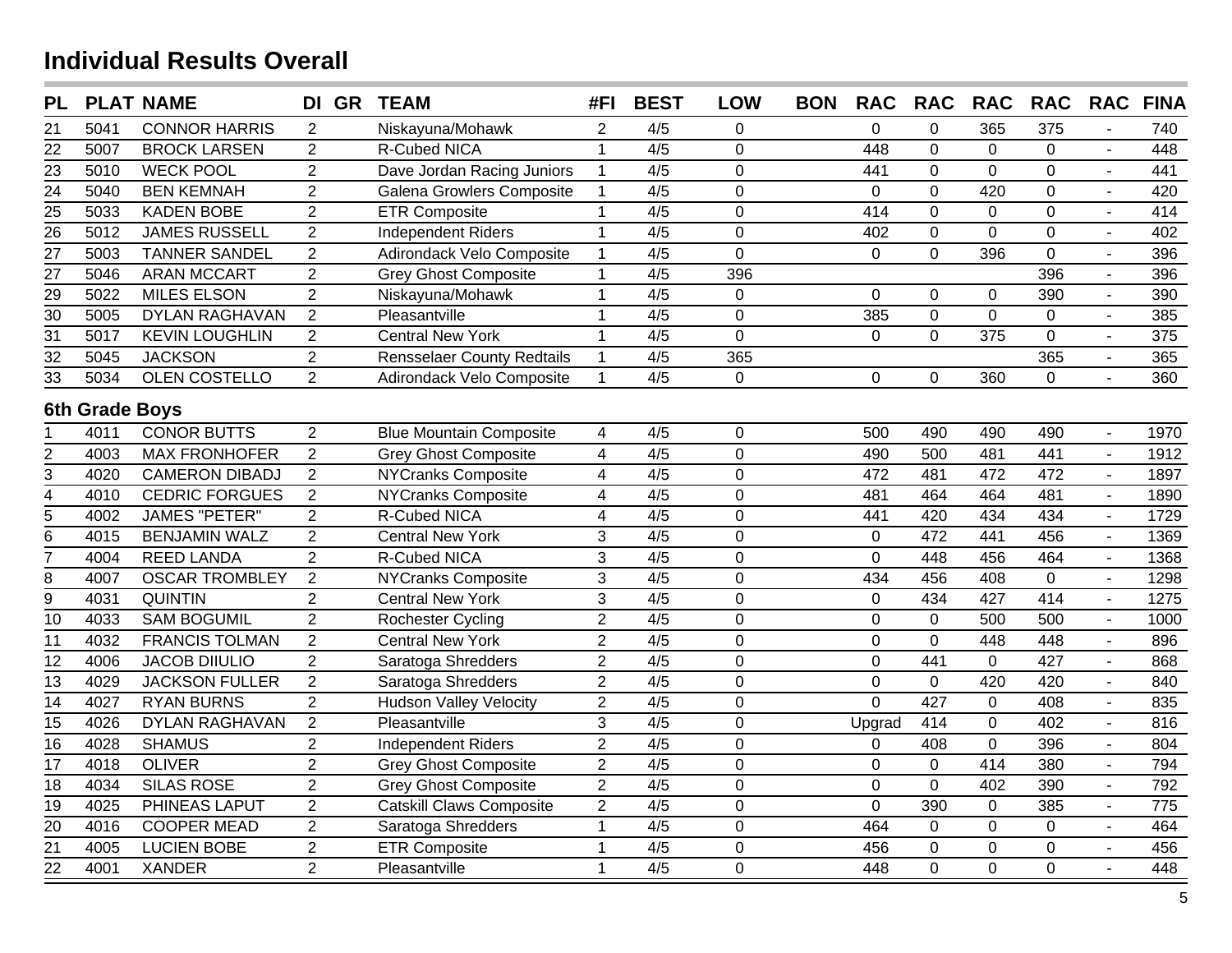# Individual Results Overall

| PL | PLAT | NAME | DI | GR | TEAM | #FI | BEST | LOW | BON | RAC | RAC | RAC | RAC | RAC | FINA |
|---|---|---|---|---|---|---|---|---|---|---|---|---|---|---|---|
| 21 | 5041 | CONNOR HARRIS | 2 | | Niskayuna/Mohawk | 2 | 4/5 | 0 | | 0 | 0 | 365 | 375 | - | 740 |
| 22 | 5007 | BROCK LARSEN | 2 | | R-Cubed NICA | 1 | 4/5 | 0 | | 448 | 0 | 0 | 0 | - | 448 |
| 23 | 5010 | WECK POOL | 2 | | Dave Jordan Racing Juniors | 1 | 4/5 | 0 | | 441 | 0 | 0 | 0 | - | 441 |
| 24 | 5040 | BEN KEMNAH | 2 | | Galena Growlers Composite | 1 | 4/5 | 0 | | 0 | 0 | 420 | 0 | - | 420 |
| 25 | 5033 | KADEN BOBE | 2 | | ETR Composite | 1 | 4/5 | 0 | | 414 | 0 | 0 | 0 | - | 414 |
| 26 | 5012 | JAMES RUSSELL | 2 | | Independent Riders | 1 | 4/5 | 0 | | 402 | 0 | 0 | 0 | - | 402 |
| 27 | 5003 | TANNER SANDEL | 2 | | Adirondack Velo Composite | 1 | 4/5 | 0 | | 0 | 0 | 396 | 0 | - | 396 |
| 27 | 5046 | ARAN MCCART | 2 | | Grey Ghost Composite | 1 | 4/5 | 396 | | | | | 396 | - | 396 |
| 29 | 5022 | MILES ELSON | 2 | | Niskayuna/Mohawk | 1 | 4/5 | 0 | | 0 | 0 | 0 | 390 | - | 390 |
| 30 | 5005 | DYLAN RAGHAVAN | 2 | | Pleasantville | 1 | 4/5 | 0 | | 385 | 0 | 0 | 0 | - | 385 |
| 31 | 5017 | KEVIN LOUGHLIN | 2 | | Central New York | 1 | 4/5 | 0 | | 0 | 0 | 375 | 0 | - | 375 |
| 32 | 5045 | JACKSON | 2 | | Rensselaer County Redtails | 1 | 4/5 | 365 | | | | | 365 | - | 365 |
| 33 | 5034 | OLEN COSTELLO | 2 | | Adirondack Velo Composite | 1 | 4/5 | 0 | | 0 | 0 | 360 | 0 | - | 360 |

## 6th Grade Boys

| PL | PLAT | NAME | DI | GR | TEAM | #FI | BEST | LOW | BON | RAC | RAC | RAC | RAC | RAC | FINA |
|---|---|---|---|---|---|---|---|---|---|---|---|---|---|---|---|
| 1 | 4011 | CONOR BUTTS | 2 | | Blue Mountain Composite | 4 | 4/5 | 0 | | 500 | 490 | 490 | 490 | - | 1970 |
| 2 | 4003 | MAX FRONHOFER | 2 | | Grey Ghost Composite | 4 | 4/5 | 0 | | 490 | 500 | 481 | 441 | - | 1912 |
| 3 | 4020 | CAMERON DIBADJ | 2 | | NYCranks Composite | 4 | 4/5 | 0 | | 472 | 481 | 472 | 472 | - | 1897 |
| 4 | 4010 | CEDRIC FORGUES | 2 | | NYCranks Composite | 4 | 4/5 | 0 | | 481 | 464 | 464 | 481 | - | 1890 |
| 5 | 4002 | JAMES "PETER" | 2 | | R-Cubed NICA | 4 | 4/5 | 0 | | 441 | 420 | 434 | 434 | - | 1729 |
| 6 | 4015 | BENJAMIN WALZ | 2 | | Central New York | 3 | 4/5 | 0 | | 0 | 472 | 441 | 456 | - | 1369 |
| 7 | 4004 | REED LANDA | 2 | | R-Cubed NICA | 3 | 4/5 | 0 | | 0 | 448 | 456 | 464 | - | 1368 |
| 8 | 4007 | OSCAR TROMBLEY | 2 | | NYCranks Composite | 3 | 4/5 | 0 | | 434 | 456 | 408 | 0 | - | 1298 |
| 9 | 4031 | QUINTIN | 2 | | Central New York | 3 | 4/5 | 0 | | 0 | 434 | 427 | 414 | - | 1275 |
| 10 | 4033 | SAM BOGUMIL | 2 | | Rochester Cycling | 2 | 4/5 | 0 | | 0 | 0 | 500 | 500 | - | 1000 |
| 11 | 4032 | FRANCIS TOLMAN | 2 | | Central New York | 2 | 4/5 | 0 | | 0 | 0 | 448 | 448 | - | 896 |
| 12 | 4006 | JACOB DIIULIO | 2 | | Saratoga Shredders | 2 | 4/5 | 0 | | 0 | 441 | 0 | 427 | - | 868 |
| 13 | 4029 | JACKSON FULLER | 2 | | Saratoga Shredders | 2 | 4/5 | 0 | | 0 | 0 | 420 | 420 | - | 840 |
| 14 | 4027 | RYAN BURNS | 2 | | Hudson Valley Velocity | 2 | 4/5 | 0 | | 0 | 427 | 0 | 408 | - | 835 |
| 15 | 4026 | DYLAN RAGHAVAN | 2 | | Pleasantville | 3 | 4/5 | 0 | | Upgrad | 414 | 0 | 402 | - | 816 |
| 16 | 4028 | SHAMUS | 2 | | Independent Riders | 2 | 4/5 | 0 | | 0 | 408 | 0 | 396 | - | 804 |
| 17 | 4018 | OLIVER | 2 | | Grey Ghost Composite | 2 | 4/5 | 0 | | 0 | 0 | 414 | 380 | - | 794 |
| 18 | 4034 | SILAS ROSE | 2 | | Grey Ghost Composite | 2 | 4/5 | 0 | | 0 | 0 | 402 | 390 | - | 792 |
| 19 | 4025 | PHINEAS LAPUT | 2 | | Catskill Claws Composite | 2 | 4/5 | 0 | | 0 | 390 | 0 | 385 | - | 775 |
| 20 | 4016 | COOPER MEAD | 2 | | Saratoga Shredders | 1 | 4/5 | 0 | | 464 | 0 | 0 | 0 | - | 464 |
| 21 | 4005 | LUCIEN BOBE | 2 | | ETR Composite | 1 | 4/5 | 0 | | 456 | 0 | 0 | 0 | - | 456 |
| 22 | 4001 | XANDER | 2 | | Pleasantville | 1 | 4/5 | 0 | | 448 | 0 | 0 | 0 | - | 448 |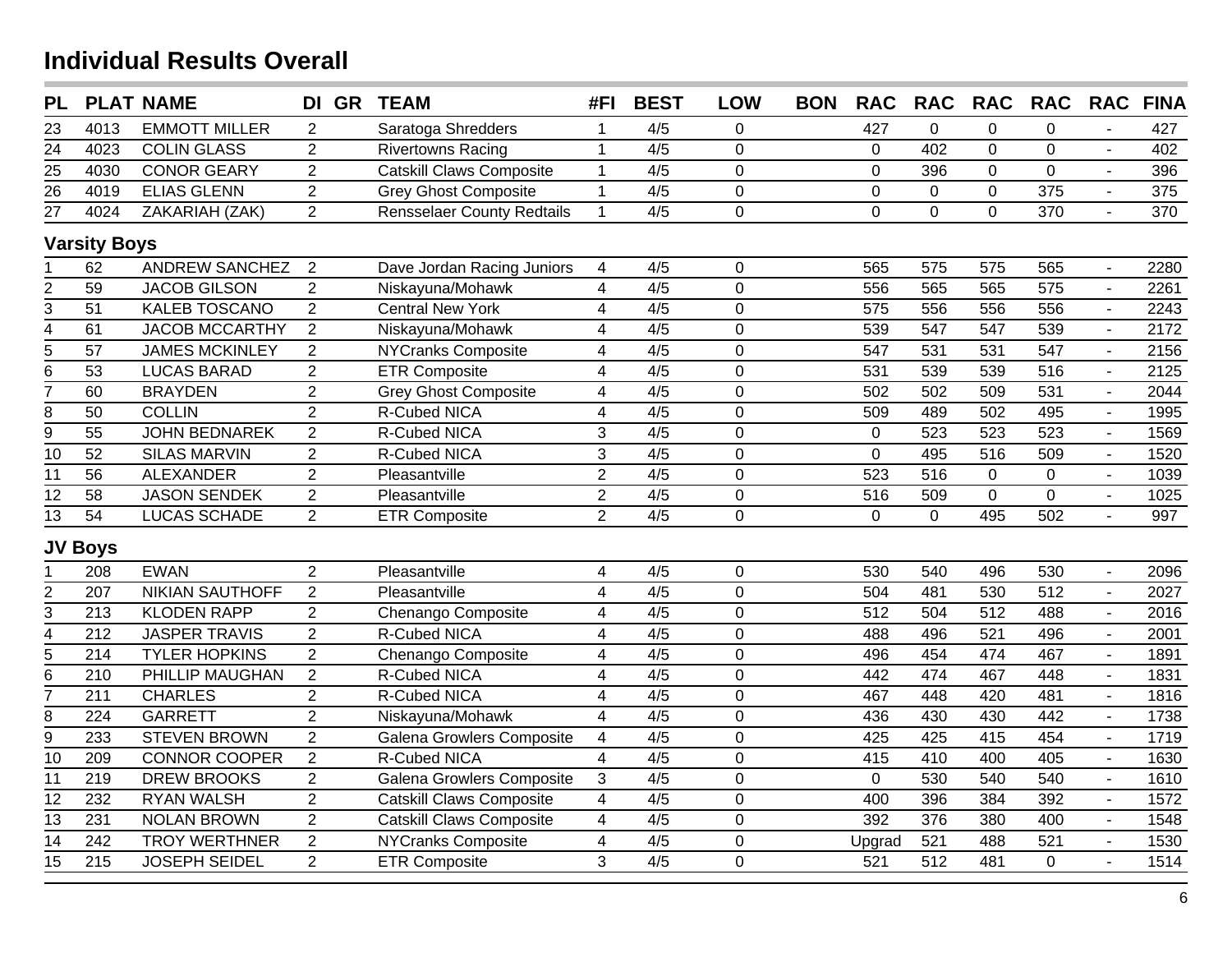## Individual Results Overall

| PL | PLAT | NAME | DI | GR | TEAM | #FI | BEST | LOW | BON | RAC | RAC | RAC | RAC | RAC | FINA |
|---|---|---|---|---|---|---|---|---|---|---|---|---|---|---|---|
| 23 | 4013 | EMMOTT MILLER | 2 | | Saratoga Shredders | 1 | 4/5 | 0 | | 427 | 0 | 0 | 0 | - | 427 |
| 24 | 4023 | COLIN GLASS | 2 | | Rivertowns Racing | 1 | 4/5 | 0 | | 0 | 402 | 0 | 0 | - | 402 |
| 25 | 4030 | CONOR GEARY | 2 | | Catskill Claws Composite | 1 | 4/5 | 0 | | 0 | 396 | 0 | 0 | - | 396 |
| 26 | 4019 | ELIAS GLENN | 2 | | Grey Ghost Composite | 1 | 4/5 | 0 | | 0 | 0 | 0 | 375 | - | 375 |
| 27 | 4024 | ZAKARIAH (ZAK) | 2 | | Rensselaer County Redtails | 1 | 4/5 | 0 | | 0 | 0 | 0 | 370 | - | 370 |

### Varsity Boys

| PL | PLAT | NAME | DI | GR | TEAM | #FI | BEST | LOW | BON | RAC | RAC | RAC | RAC | RAC | FINA |
|---|---|---|---|---|---|---|---|---|---|---|---|---|---|---|---|
| 1 | 62 | ANDREW SANCHEZ | 2 | | Dave Jordan Racing Juniors | 4 | 4/5 | 0 | | 565 | 575 | 575 | 565 | - | 2280 |
| 2 | 59 | JACOB GILSON | 2 | | Niskayuna/Mohawk | 4 | 4/5 | 0 | | 556 | 565 | 565 | 575 | - | 2261 |
| 3 | 51 | KALEB TOSCANO | 2 | | Central New York | 4 | 4/5 | 0 | | 575 | 556 | 556 | 556 | - | 2243 |
| 4 | 61 | JACOB MCCARTHY | 2 | | Niskayuna/Mohawk | 4 | 4/5 | 0 | | 539 | 547 | 547 | 539 | - | 2172 |
| 5 | 57 | JAMES MCKINLEY | 2 | | NYCranks Composite | 4 | 4/5 | 0 | | 547 | 531 | 531 | 547 | - | 2156 |
| 6 | 53 | LUCAS BARAD | 2 | | ETR Composite | 4 | 4/5 | 0 | | 531 | 539 | 539 | 516 | - | 2125 |
| 7 | 60 | BRAYDEN | 2 | | Grey Ghost Composite | 4 | 4/5 | 0 | | 502 | 502 | 509 | 531 | - | 2044 |
| 8 | 50 | COLLIN | 2 | | R-Cubed NICA | 4 | 4/5 | 0 | | 509 | 489 | 502 | 495 | - | 1995 |
| 9 | 55 | JOHN BEDNAREK | 2 | | R-Cubed NICA | 3 | 4/5 | 0 | | 0 | 523 | 523 | 523 | - | 1569 |
| 10 | 52 | SILAS MARVIN | 2 | | R-Cubed NICA | 3 | 4/5 | 0 | | 0 | 495 | 516 | 509 | - | 1520 |
| 11 | 56 | ALEXANDER | 2 | | Pleasantville | 2 | 4/5 | 0 | | 523 | 516 | 0 | 0 | - | 1039 |
| 12 | 58 | JASON SENDEK | 2 | | Pleasantville | 2 | 4/5 | 0 | | 516 | 509 | 0 | 0 | - | 1025 |
| 13 | 54 | LUCAS SCHADE | 2 | | ETR Composite | 2 | 4/5 | 0 | | 0 | 0 | 495 | 502 | - | 997 |

### JV Boys

| PL | PLAT | NAME | DI | GR | TEAM | #FI | BEST | LOW | BON | RAC | RAC | RAC | RAC | RAC | FINA |
|---|---|---|---|---|---|---|---|---|---|---|---|---|---|---|---|
| 1 | 208 | EWAN | 2 | | Pleasantville | 4 | 4/5 | 0 | | 530 | 540 | 496 | 530 | - | 2096 |
| 2 | 207 | NIKIAN SAUTHOFF | 2 | | Pleasantville | 4 | 4/5 | 0 | | 504 | 481 | 530 | 512 | - | 2027 |
| 3 | 213 | KLODEN RAPP | 2 | | Chenango Composite | 4 | 4/5 | 0 | | 512 | 504 | 512 | 488 | - | 2016 |
| 4 | 212 | JASPER TRAVIS | 2 | | R-Cubed NICA | 4 | 4/5 | 0 | | 488 | 496 | 521 | 496 | - | 2001 |
| 5 | 214 | TYLER HOPKINS | 2 | | Chenango Composite | 4 | 4/5 | 0 | | 496 | 454 | 474 | 467 | - | 1891 |
| 6 | 210 | PHILLIP MAUGHAN | 2 | | R-Cubed NICA | 4 | 4/5 | 0 | | 442 | 474 | 467 | 448 | - | 1831 |
| 7 | 211 | CHARLES | 2 | | R-Cubed NICA | 4 | 4/5 | 0 | | 467 | 448 | 420 | 481 | - | 1816 |
| 8 | 224 | GARRETT | 2 | | Niskayuna/Mohawk | 4 | 4/5 | 0 | | 436 | 430 | 430 | 442 | - | 1738 |
| 9 | 233 | STEVEN BROWN | 2 | | Galena Growlers Composite | 4 | 4/5 | 0 | | 425 | 425 | 415 | 454 | - | 1719 |
| 10 | 209 | CONNOR COOPER | 2 | | R-Cubed NICA | 4 | 4/5 | 0 | | 415 | 410 | 400 | 405 | - | 1630 |
| 11 | 219 | DREW BROOKS | 2 | | Galena Growlers Composite | 3 | 4/5 | 0 | | 0 | 530 | 540 | 540 | - | 1610 |
| 12 | 232 | RYAN WALSH | 2 | | Catskill Claws Composite | 4 | 4/5 | 0 | | 400 | 396 | 384 | 392 | - | 1572 |
| 13 | 231 | NOLAN BROWN | 2 | | Catskill Claws Composite | 4 | 4/5 | 0 | | 392 | 376 | 380 | 400 | - | 1548 |
| 14 | 242 | TROY WERTHNER | 2 | | NYCranks Composite | 4 | 4/5 | 0 | | Upgrad | 521 | 488 | 521 | - | 1530 |
| 15 | 215 | JOSEPH SEIDEL | 2 | | ETR Composite | 3 | 4/5 | 0 | | 521 | 512 | 481 | 0 | - | 1514 |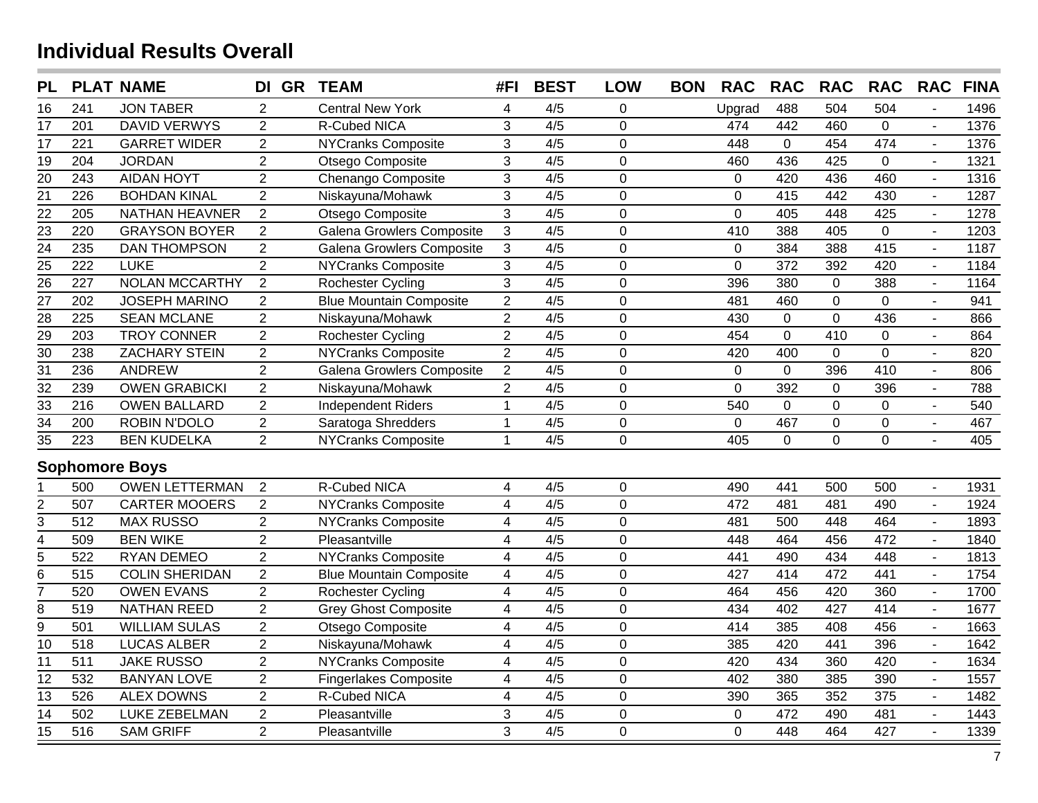## Individual Results Overall

| PL | PLAT | NAME | DI | GR | TEAM | #FI | BEST | LOW | BON | RAC | RAC | RAC | RAC | RAC | FINA |
|---|---|---|---|---|---|---|---|---|---|---|---|---|---|---|---|
| 16 | 241 | JON TABER | 2 | | Central New York | 4 | 4/5 | 0 | | Upgrad | 488 | 504 | 504 | - | 1496 |
| 17 | 201 | DAVID VERWYS | 2 | | R-Cubed NICA | 3 | 4/5 | 0 | | 474 | 442 | 460 | 0 | - | 1376 |
| 17 | 221 | GARRET WIDER | 2 | | NYCranks Composite | 3 | 4/5 | 0 | | 448 | 0 | 454 | 474 | - | 1376 |
| 19 | 204 | JORDAN | 2 | | Otsego Composite | 3 | 4/5 | 0 | | 460 | 436 | 425 | 0 | - | 1321 |
| 20 | 243 | AIDAN HOYT | 2 | | Chenango Composite | 3 | 4/5 | 0 | | 0 | 420 | 436 | 460 | - | 1316 |
| 21 | 226 | BOHDAN KINAL | 2 | | Niskayuna/Mohawk | 3 | 4/5 | 0 | | 0 | 415 | 442 | 430 | - | 1287 |
| 22 | 205 | NATHAN HEAVNER | 2 | | Otsego Composite | 3 | 4/5 | 0 | | 0 | 405 | 448 | 425 | - | 1278 |
| 23 | 220 | GRAYSON BOYER | 2 | | Galena Growlers Composite | 3 | 4/5 | 0 | | 410 | 388 | 405 | 0 | - | 1203 |
| 24 | 235 | DAN THOMPSON | 2 | | Galena Growlers Composite | 3 | 4/5 | 0 | | 0 | 384 | 388 | 415 | - | 1187 |
| 25 | 222 | LUKE | 2 | | NYCranks Composite | 3 | 4/5 | 0 | | 0 | 372 | 392 | 420 | - | 1184 |
| 26 | 227 | NOLAN MCCARTHY | 2 | | Rochester Cycling | 3 | 4/5 | 0 | | 396 | 380 | 0 | 388 | - | 1164 |
| 27 | 202 | JOSEPH MARINO | 2 | | Blue Mountain Composite | 2 | 4/5 | 0 | | 481 | 460 | 0 | 0 | - | 941 |
| 28 | 225 | SEAN MCLANE | 2 | | Niskayuna/Mohawk | 2 | 4/5 | 0 | | 430 | 0 | 0 | 436 | - | 866 |
| 29 | 203 | TROY CONNER | 2 | | Rochester Cycling | 2 | 4/5 | 0 | | 454 | 0 | 410 | 0 | - | 864 |
| 30 | 238 | ZACHARY STEIN | 2 | | NYCranks Composite | 2 | 4/5 | 0 | | 420 | 400 | 0 | 0 | - | 820 |
| 31 | 236 | ANDREW | 2 | | Galena Growlers Composite | 2 | 4/5 | 0 | | 0 | 0 | 396 | 410 | - | 806 |
| 32 | 239 | OWEN GRABICKI | 2 | | Niskayuna/Mohawk | 2 | 4/5 | 0 | | 0 | 392 | 0 | 396 | - | 788 |
| 33 | 216 | OWEN BALLARD | 2 | | Independent Riders | 1 | 4/5 | 0 | | 540 | 0 | 0 | 0 | - | 540 |
| 34 | 200 | ROBIN N'DOLO | 2 | | Saratoga Shredders | 1 | 4/5 | 0 | | 0 | 467 | 0 | 0 | - | 467 |
| 35 | 223 | BEN KUDELKA | 2 | | NYCranks Composite | 1 | 4/5 | 0 | | 405 | 0 | 0 | 0 | - | 405 |

### Sophomore Boys

| PL | PLAT | NAME | DI | GR | TEAM | #FI | BEST | LOW | BON | RAC | RAC | RAC | RAC | RAC | FINA |
|---|---|---|---|---|---|---|---|---|---|---|---|---|---|---|---|
| 1 | 500 | OWEN LETTERMAN | 2 | | R-Cubed NICA | 4 | 4/5 | 0 | | 490 | 441 | 500 | 500 | - | 1931 |
| 2 | 507 | CARTER MOOERS | 2 | | NYCranks Composite | 4 | 4/5 | 0 | | 472 | 481 | 481 | 490 | - | 1924 |
| 3 | 512 | MAX RUSSO | 2 | | NYCranks Composite | 4 | 4/5 | 0 | | 481 | 500 | 448 | 464 | - | 1893 |
| 4 | 509 | BEN WIKE | 2 | | Pleasantville | 4 | 4/5 | 0 | | 448 | 464 | 456 | 472 | - | 1840 |
| 5 | 522 | RYAN DEMEO | 2 | | NYCranks Composite | 4 | 4/5 | 0 | | 441 | 490 | 434 | 448 | - | 1813 |
| 6 | 515 | COLIN SHERIDAN | 2 | | Blue Mountain Composite | 4 | 4/5 | 0 | | 427 | 414 | 472 | 441 | - | 1754 |
| 7 | 520 | OWEN EVANS | 2 | | Rochester Cycling | 4 | 4/5 | 0 | | 464 | 456 | 420 | 360 | - | 1700 |
| 8 | 519 | NATHAN REED | 2 | | Grey Ghost Composite | 4 | 4/5 | 0 | | 434 | 402 | 427 | 414 | - | 1677 |
| 9 | 501 | WILLIAM SULAS | 2 | | Otsego Composite | 4 | 4/5 | 0 | | 414 | 385 | 408 | 456 | - | 1663 |
| 10 | 518 | LUCAS ALBER | 2 | | Niskayuna/Mohawk | 4 | 4/5 | 0 | | 385 | 420 | 441 | 396 | - | 1642 |
| 11 | 511 | JAKE RUSSO | 2 | | NYCranks Composite | 4 | 4/5 | 0 | | 420 | 434 | 360 | 420 | - | 1634 |
| 12 | 532 | BANYAN LOVE | 2 | | Fingerlakes Composite | 4 | 4/5 | 0 | | 402 | 380 | 385 | 390 | - | 1557 |
| 13 | 526 | ALEX DOWNS | 2 | | R-Cubed NICA | 4 | 4/5 | 0 | | 390 | 365 | 352 | 375 | - | 1482 |
| 14 | 502 | LUKE ZEBELMAN | 2 | | Pleasantville | 3 | 4/5 | 0 | | 0 | 472 | 490 | 481 | - | 1443 |
| 15 | 516 | SAM GRIFF | 2 | | Pleasantville | 3 | 4/5 | 0 | | 0 | 448 | 464 | 427 | - | 1339 |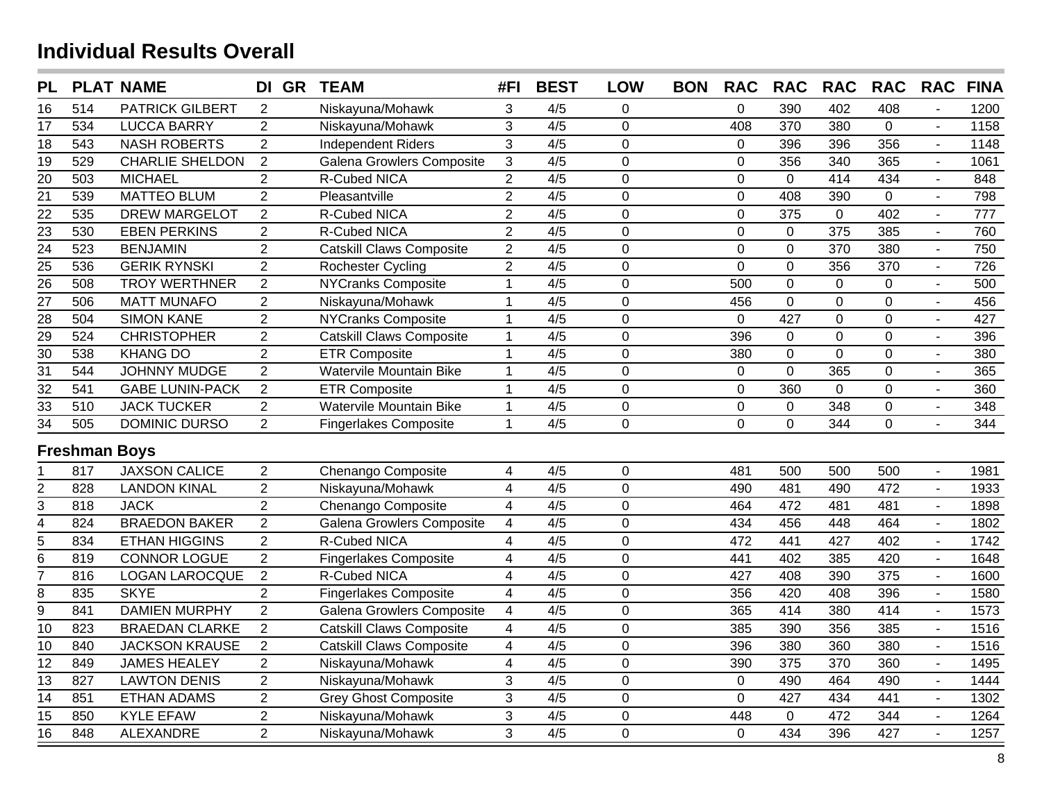## Individual Results Overall

| PL | PLAT | NAME | DI | GR | TEAM | #FI | BEST | LOW | BON | RAC | RAC | RAC | RAC | RAC | FINA |
|---|---|---|---|---|---|---|---|---|---|---|---|---|---|---|---|
| 16 | 514 | PATRICK GILBERT | 2 | | Niskayuna/Mohawk | 3 | 4/5 | 0 | | 0 | 390 | 402 | 408 | - | 1200 |
| 17 | 534 | LUCCA BARRY | 2 | | Niskayuna/Mohawk | 3 | 4/5 | 0 | | 408 | 370 | 380 | 0 | - | 1158 |
| 18 | 543 | NASH ROBERTS | 2 | | Independent Riders | 3 | 4/5 | 0 | | 0 | 396 | 396 | 356 | - | 1148 |
| 19 | 529 | CHARLIE SHELDON | 2 | | Galena Growlers Composite | 3 | 4/5 | 0 | | 0 | 356 | 340 | 365 | - | 1061 |
| 20 | 503 | MICHAEL | 2 | | R-Cubed NICA | 2 | 4/5 | 0 | | 0 | 0 | 414 | 434 | - | 848 |
| 21 | 539 | MATTEO BLUM | 2 | | Pleasantville | 2 | 4/5 | 0 | | 0 | 408 | 390 | 0 | - | 798 |
| 22 | 535 | DREW MARGELOT | 2 | | R-Cubed NICA | 2 | 4/5 | 0 | | 0 | 375 | 0 | 402 | - | 777 |
| 23 | 530 | EBEN PERKINS | 2 | | R-Cubed NICA | 2 | 4/5 | 0 | | 0 | 0 | 375 | 385 | - | 760 |
| 24 | 523 | BENJAMIN | 2 | | Catskill Claws Composite | 2 | 4/5 | 0 | | 0 | 0 | 370 | 380 | - | 750 |
| 25 | 536 | GERIK RYNSKI | 2 | | Rochester Cycling | 2 | 4/5 | 0 | | 0 | 0 | 356 | 370 | - | 726 |
| 26 | 508 | TROY WERTHNER | 2 | | NYCranks Composite | 1 | 4/5 | 0 | | 500 | 0 | 0 | 0 | - | 500 |
| 27 | 506 | MATT MUNAFO | 2 | | Niskayuna/Mohawk | 1 | 4/5 | 0 | | 456 | 0 | 0 | 0 | - | 456 |
| 28 | 504 | SIMON KANE | 2 | | NYCranks Composite | 1 | 4/5 | 0 | | 0 | 427 | 0 | 0 | - | 427 |
| 29 | 524 | CHRISTOPHER | 2 | | Catskill Claws Composite | 1 | 4/5 | 0 | | 396 | 0 | 0 | 0 | - | 396 |
| 30 | 538 | KHANG DO | 2 | | ETR Composite | 1 | 4/5 | 0 | | 380 | 0 | 0 | 0 | - | 380 |
| 31 | 544 | JOHNNY MUDGE | 2 | | Watervile Mountain Bike | 1 | 4/5 | 0 | | 0 | 0 | 365 | 0 | - | 365 |
| 32 | 541 | GABE LUNIN-PACK | 2 | | ETR Composite | 1 | 4/5 | 0 | | 0 | 360 | 0 | 0 | - | 360 |
| 33 | 510 | JACK TUCKER | 2 | | Watervile Mountain Bike | 1 | 4/5 | 0 | | 0 | 0 | 348 | 0 | - | 348 |
| 34 | 505 | DOMINIC DURSO | 2 | | Fingerlakes Composite | 1 | 4/5 | 0 | | 0 | 0 | 344 | 0 | - | 344 |

### Freshman Boys

| PL | PLAT | NAME | DI | GR | TEAM | #FI | BEST | LOW | BON | RAC | RAC | RAC | RAC | RAC | FINA |
|---|---|---|---|---|---|---|---|---|---|---|---|---|---|---|---|
| 1 | 817 | JAXSON CALICE | 2 | | Chenango Composite | 4 | 4/5 | 0 | | 481 | 500 | 500 | 500 | - | 1981 |
| 2 | 828 | LANDON KINAL | 2 | | Niskayuna/Mohawk | 4 | 4/5 | 0 | | 490 | 481 | 490 | 472 | - | 1933 |
| 3 | 818 | JACK | 2 | | Chenango Composite | 4 | 4/5 | 0 | | 464 | 472 | 481 | 481 | - | 1898 |
| 4 | 824 | BRAEDON BAKER | 2 | | Galena Growlers Composite | 4 | 4/5 | 0 | | 434 | 456 | 448 | 464 | - | 1802 |
| 5 | 834 | ETHAN HIGGINS | 2 | | R-Cubed NICA | 4 | 4/5 | 0 | | 472 | 441 | 427 | 402 | - | 1742 |
| 6 | 819 | CONNOR LOGUE | 2 | | Fingerlakes Composite | 4 | 4/5 | 0 | | 441 | 402 | 385 | 420 | - | 1648 |
| 7 | 816 | LOGAN LAROCQUE | 2 | | R-Cubed NICA | 4 | 4/5 | 0 | | 427 | 408 | 390 | 375 | - | 1600 |
| 8 | 835 | SKYE | 2 | | Fingerlakes Composite | 4 | 4/5 | 0 | | 356 | 420 | 408 | 396 | - | 1580 |
| 9 | 841 | DAMIEN MURPHY | 2 | | Galena Growlers Composite | 4 | 4/5 | 0 | | 365 | 414 | 380 | 414 | - | 1573 |
| 10 | 823 | BRAEDAN CLARKE | 2 | | Catskill Claws Composite | 4 | 4/5 | 0 | | 385 | 390 | 356 | 385 | - | 1516 |
| 10 | 840 | JACKSON KRAUSE | 2 | | Catskill Claws Composite | 4 | 4/5 | 0 | | 396 | 380 | 360 | 380 | - | 1516 |
| 12 | 849 | JAMES HEALEY | 2 | | Niskayuna/Mohawk | 4 | 4/5 | 0 | | 390 | 375 | 370 | 360 | - | 1495 |
| 13 | 827 | LAWTON DENIS | 2 | | Niskayuna/Mohawk | 3 | 4/5 | 0 | | 0 | 490 | 464 | 490 | - | 1444 |
| 14 | 851 | ETHAN ADAMS | 2 | | Grey Ghost Composite | 3 | 4/5 | 0 | | 0 | 427 | 434 | 441 | - | 1302 |
| 15 | 850 | KYLE EFAW | 2 | | Niskayuna/Mohawk | 3 | 4/5 | 0 | | 448 | 0 | 472 | 344 | - | 1264 |
| 16 | 848 | ALEXANDRE | 2 | | Niskayuna/Mohawk | 3 | 4/5 | 0 | | 0 | 434 | 396 | 427 | - | 1257 |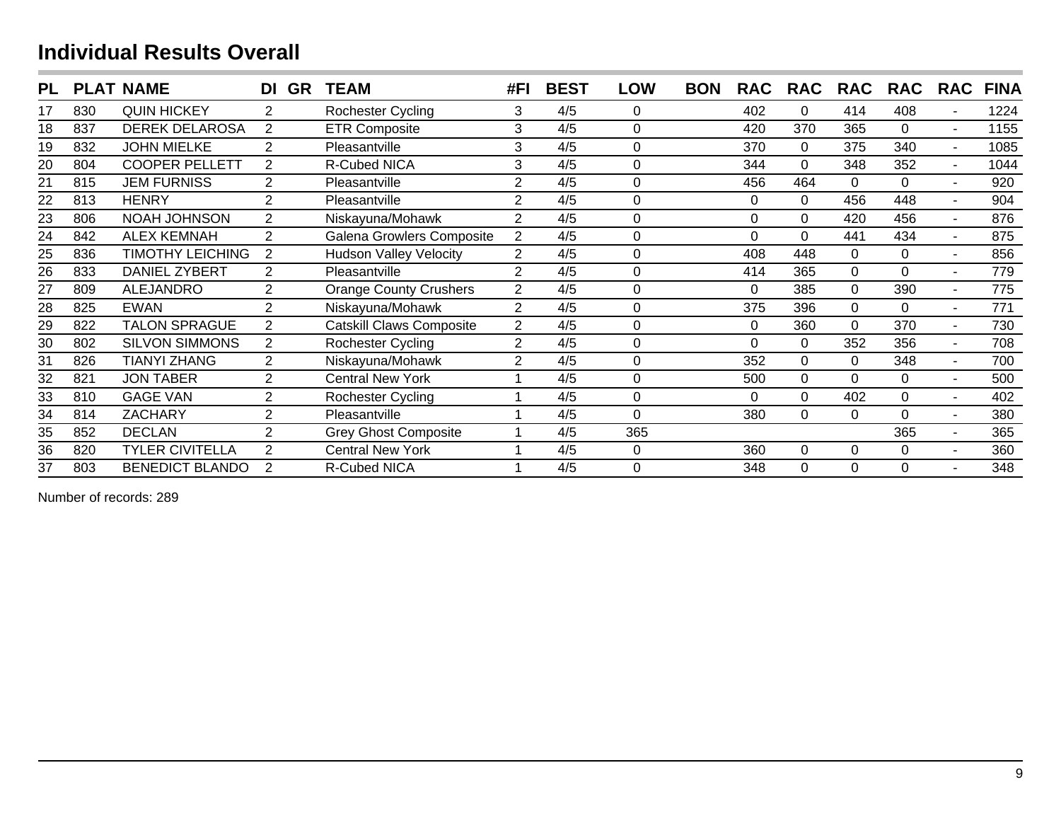## Individual Results Overall

| PL | PLAT | NAME | DI | GR | TEAM | #FI | BEST | LOW | BON | RAC | RAC | RAC | RAC | RAC | FINA |
|---|---|---|---|---|---|---|---|---|---|---|---|---|---|---|---|
| 17 | 830 | QUIN HICKEY | 2 | | Rochester Cycling | 3 | 4/5 | 0 | | 402 | 0 | 414 | 408 | - | 1224 |
| 18 | 837 | DEREK DELAROSA | 2 | | ETR Composite | 3 | 4/5 | 0 | | 420 | 370 | 365 | 0 | - | 1155 |
| 19 | 832 | JOHN MIELKE | 2 | | Pleasantville | 3 | 4/5 | 0 | | 370 | 0 | 375 | 340 | - | 1085 |
| 20 | 804 | COOPER PELLETT | 2 | | R-Cubed NICA | 3 | 4/5 | 0 | | 344 | 0 | 348 | 352 | - | 1044 |
| 21 | 815 | JEM FURNISS | 2 | | Pleasantville | 2 | 4/5 | 0 | | 456 | 464 | 0 | 0 | - | 920 |
| 22 | 813 | HENRY | 2 | | Pleasantville | 2 | 4/5 | 0 | | 0 | 0 | 456 | 448 | - | 904 |
| 23 | 806 | NOAH JOHNSON | 2 | | Niskayuna/Mohawk | 2 | 4/5 | 0 | | 0 | 0 | 420 | 456 | - | 876 |
| 24 | 842 | ALEX KEMNAH | 2 | | Galena Growlers Composite | 2 | 4/5 | 0 | | 0 | 0 | 441 | 434 | - | 875 |
| 25 | 836 | TIMOTHY LEICHING | 2 | | Hudson Valley Velocity | 2 | 4/5 | 0 | | 408 | 448 | 0 | 0 | - | 856 |
| 26 | 833 | DANIEL ZYBERT | 2 | | Pleasantville | 2 | 4/5 | 0 | | 414 | 365 | 0 | 0 | - | 779 |
| 27 | 809 | ALEJANDRO | 2 | | Orange County Crushers | 2 | 4/5 | 0 | | 0 | 385 | 0 | 390 | - | 775 |
| 28 | 825 | EWAN | 2 | | Niskayuna/Mohawk | 2 | 4/5 | 0 | | 375 | 396 | 0 | 0 | - | 771 |
| 29 | 822 | TALON SPRAGUE | 2 | | Catskill Claws Composite | 2 | 4/5 | 0 | | 0 | 360 | 0 | 370 | - | 730 |
| 30 | 802 | SILVON SIMMONS | 2 | | Rochester Cycling | 2 | 4/5 | 0 | | 0 | 0 | 352 | 356 | - | 708 |
| 31 | 826 | TIANYI ZHANG | 2 | | Niskayuna/Mohawk | 2 | 4/5 | 0 | | 352 | 0 | 0 | 348 | - | 700 |
| 32 | 821 | JON TABER | 2 | | Central New York | 1 | 4/5 | 0 | | 500 | 0 | 0 | 0 | - | 500 |
| 33 | 810 | GAGE VAN | 2 | | Rochester Cycling | 1 | 4/5 | 0 | | 0 | 0 | 402 | 0 | - | 402 |
| 34 | 814 | ZACHARY | 2 | | Pleasantville | 1 | 4/5 | 0 | | 380 | 0 | 0 | 0 | - | 380 |
| 35 | 852 | DECLAN | 2 | | Grey Ghost Composite | 1 | 4/5 | 365 | | | | | 365 | - | 365 |
| 36 | 820 | TYLER CIVITELLA | 2 | | Central New York | 1 | 4/5 | 0 | | 360 | 0 | 0 | 0 | - | 360 |
| 37 | 803 | BENEDICT BLANDO | 2 | | R-Cubed NICA | 1 | 4/5 | 0 | | 348 | 0 | 0 | 0 | - | 348 |

Number of records: 289